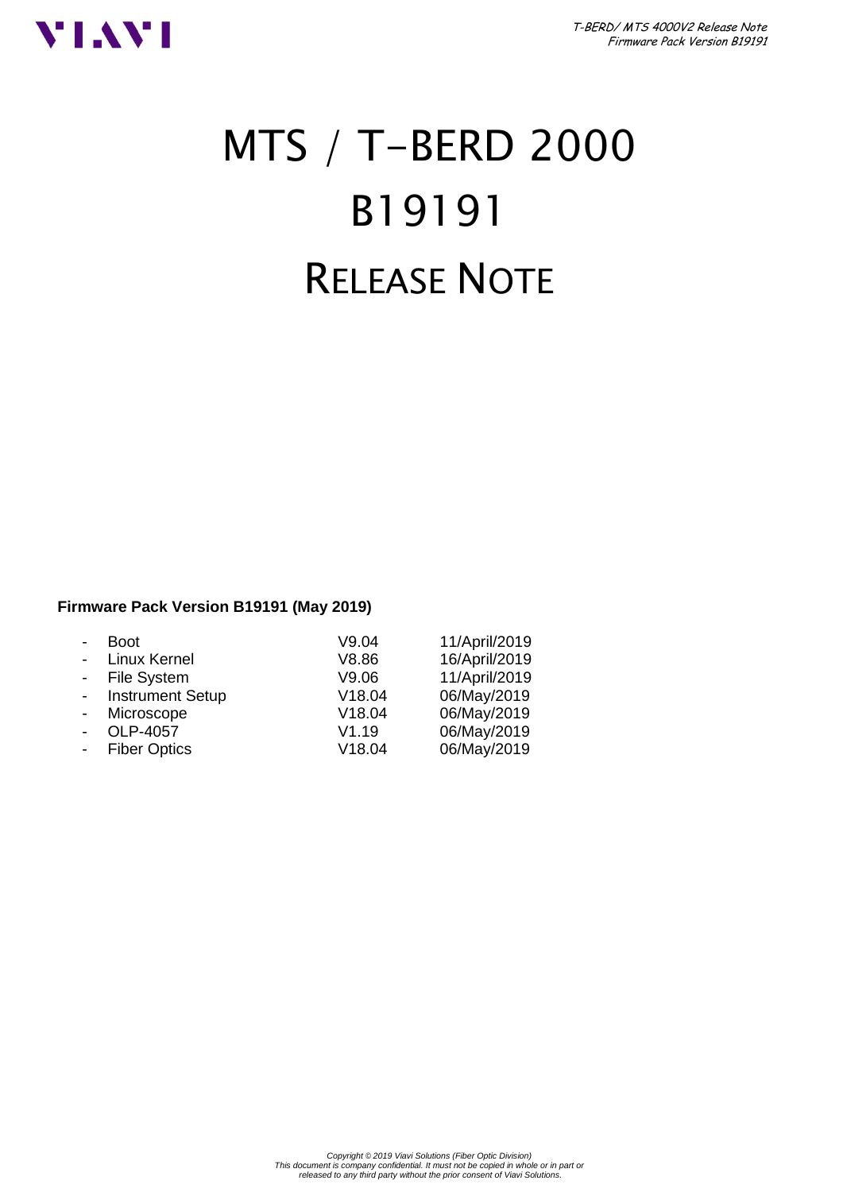# MTS / T-BERD 2000

# B19191

# RELEASE NOTE

**Firmware Pack Version B19191 (May 2019)**

- Boot V9.04 11/April/2019
- Linux Kernel V8.86 16/April/2019
- File System V9.06 11/April/2019
- Instrument Setup V18.04 06/May/2019
- Microscope V18.04 06/May/2019
- OLP-4057 V1.19 06/May/2019
- Fiber Optics V18.04 06/May/2019

*Copyright © 2019 Viavi Solutions (Fiber Optic Division)*
*This document is company confidential. It must not be copied in whole or in part or released to any third party without the prior consent of Viavi Solutions.*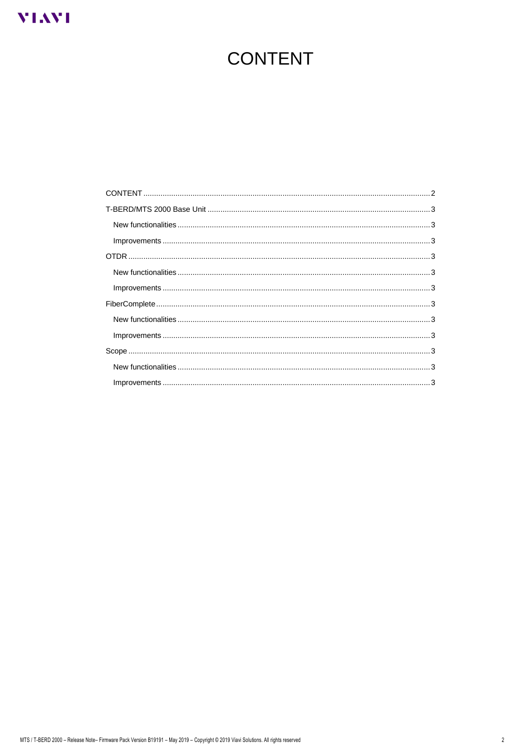# CONTENT

- CONTENT ..... 2
- T-BERD/MTS 2000 Base Unit ..... 3
  - New functionalities ..... 3
  - Improvements ..... 3
- OTDR ..... 3
  - New functionalities ..... 3
  - Improvements ..... 3
- FiberComplete ..... 3
  - New functionalities ..... 3
  - Improvements ..... 3
- Scope ..... 3
  - New functionalities ..... 3
  - Improvements ..... 3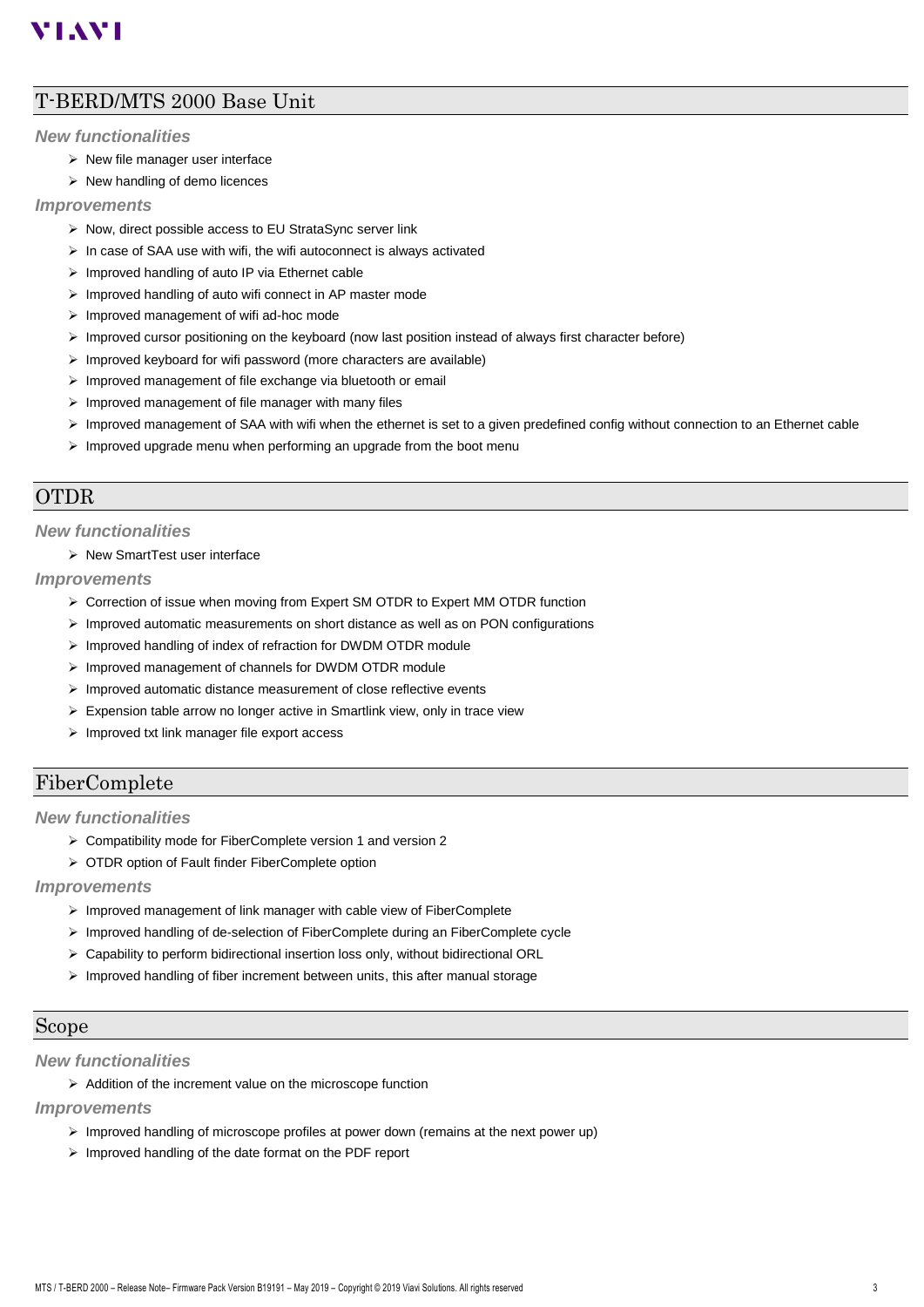## T-BERD/MTS 2000 Base Unit

### *New functionalities*

- New file manager user interface
- New handling of demo licences

### *Improvements*

- Now, direct possible access to EU StrataSync server link
- In case of SAA use with wifi, the wifi autoconnect is always activated
- Improved handling of auto IP via Ethernet cable
- Improved handling of auto wifi connect in AP master mode
- Improved management of wifi ad-hoc mode
- Improved cursor positioning on the keyboard (now last position instead of always first character before)
- Improved keyboard for wifi password (more characters are available)
- Improved management of file exchange via bluetooth or email
- Improved management of file manager with many files
- Improved management of SAA with wifi when the ethernet is set to a given predefined config without connection to an Ethernet cable
- Improved upgrade menu when performing an upgrade from the boot menu

## OTDR

### *New functionalities*

- New SmartTest user interface

### *Improvements*

- Correction of issue when moving from Expert SM OTDR to Expert MM OTDR function
- Improved automatic measurements on short distance as well as on PON configurations
- Improved handling of index of refraction for DWDM OTDR module
- Improved management of channels for DWDM OTDR module
- Improved automatic distance measurement of close reflective events
- Expension table arrow no longer active in Smartlink view, only in trace view
- Improved txt link manager file export access

## FiberComplete

### *New functionalities*

- Compatibility mode for FiberComplete version 1 and version 2
- OTDR option of Fault finder FiberComplete option

### *Improvements*

- Improved management of link manager with cable view of FiberComplete
- Improved handling of de-selection of FiberComplete during an FiberComplete cycle
- Capability to perform bidirectional insertion loss only, without bidirectional ORL
- Improved handling of fiber increment between units, this after manual storage

## Scope

### *New functionalities*

- Addition of the increment value on the microscope function

### *Improvements*

- Improved handling of microscope profiles at power down (remains at the next power up)
- Improved handling of the date format on the PDF report